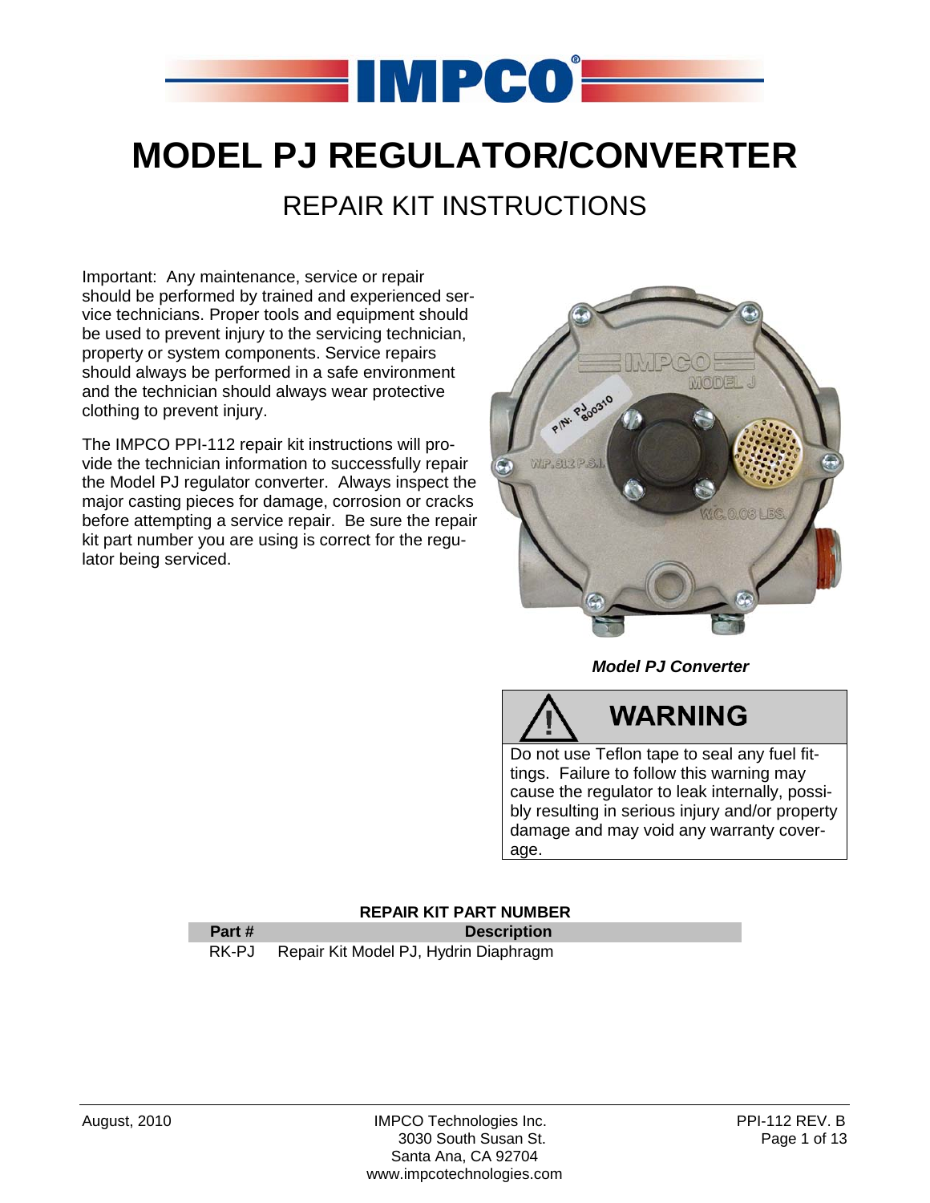# MODEL PJ REGULATOR/CONVERTER

## REPAIR KIT INSTRUCTIONS

Important: Any maintenance, service or repair should be performed by trained and experienced service technicians. Proper tools and equipment should be used to prevent injury to the servicing technician, property or system components. Service repairs should always be performed in a safe environment and the technician should always wear protective clothing to prevent injury.

The IMPCO PPI-112 repair kit instructions will provide the technician information to successfully repair the Model PJ regulator converter. Always inspect the major casting pieces for damage, corrosion or cracks before attempting a service repair. Be sure the repair kit part number you are using is correct for the regulator being serviced.

***Model PJ Converter***

**WARNING**

Do not use Teflon tape to seal any fuel fittings. Failure to follow this warning may cause the regulator to leak internally, possibly resulting in serious injury and/or property damage and may void any warranty coverage.

**REPAIR KIT PART NUMBER**

| Part # | Description |
|---|---|
| RK-PJ | Repair Kit Model PJ, Hydrin Diaphragm |

August, 2010

IMPCO Technologies Inc.
3030 South Susan St.
Santa Ana, CA 92704
www.impcotechnologies.com

PPI-112 REV. B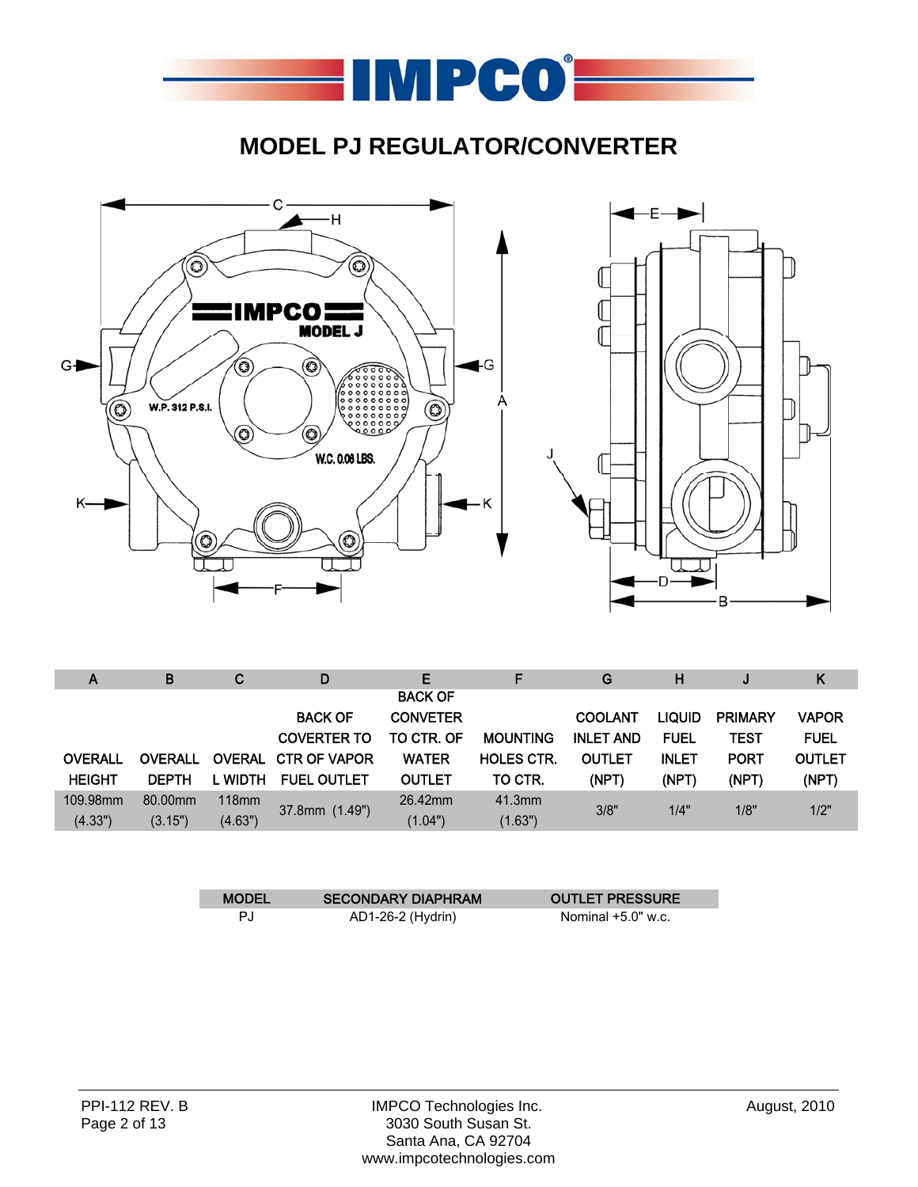# MODEL PJ REGULATOR/CONVERTER

| A | B | C | D | E | F | G | H | J | K |
|---|---|---|---|---|---|---|---|---|---|
| OVERALL HEIGHT | OVERALL DEPTH | OVERALL WIDTH | BACK OF COVERTER TO CTR OF VAPOR FUEL OUTLET | BACK OF CONVETER TO CTR. OF WATER OUTLET | MOUNTING HOLES CTR. TO CTR. | COOLANT INLET AND OUTLET (NPT) | LIQUID FUEL INLET (NPT) | PRIMARY TEST PORT (NPT) | VAPOR FUEL OUTLET (NPT) |
| 109.98mm (4.33") | 80.00mm (3.15") | 118mm (4.63") | 37.8mm (1.49") | 26.42mm (1.04") | 41.3mm (1.63") | 3/8" | 1/4" | 1/8" | 1/2" |

| MODEL | SECONDARY DIAPHRAM | OUTLET PRESSURE |
|---|---|---|
| PJ | AD1-26-2 (Hydrin) | Nominal +5.0" w.c. |

PPI-112 REV. B

IMPCO Technologies Inc.
3030 South Susan St.
Santa Ana, CA 92704
www.impcotechnologies.com

August, 2010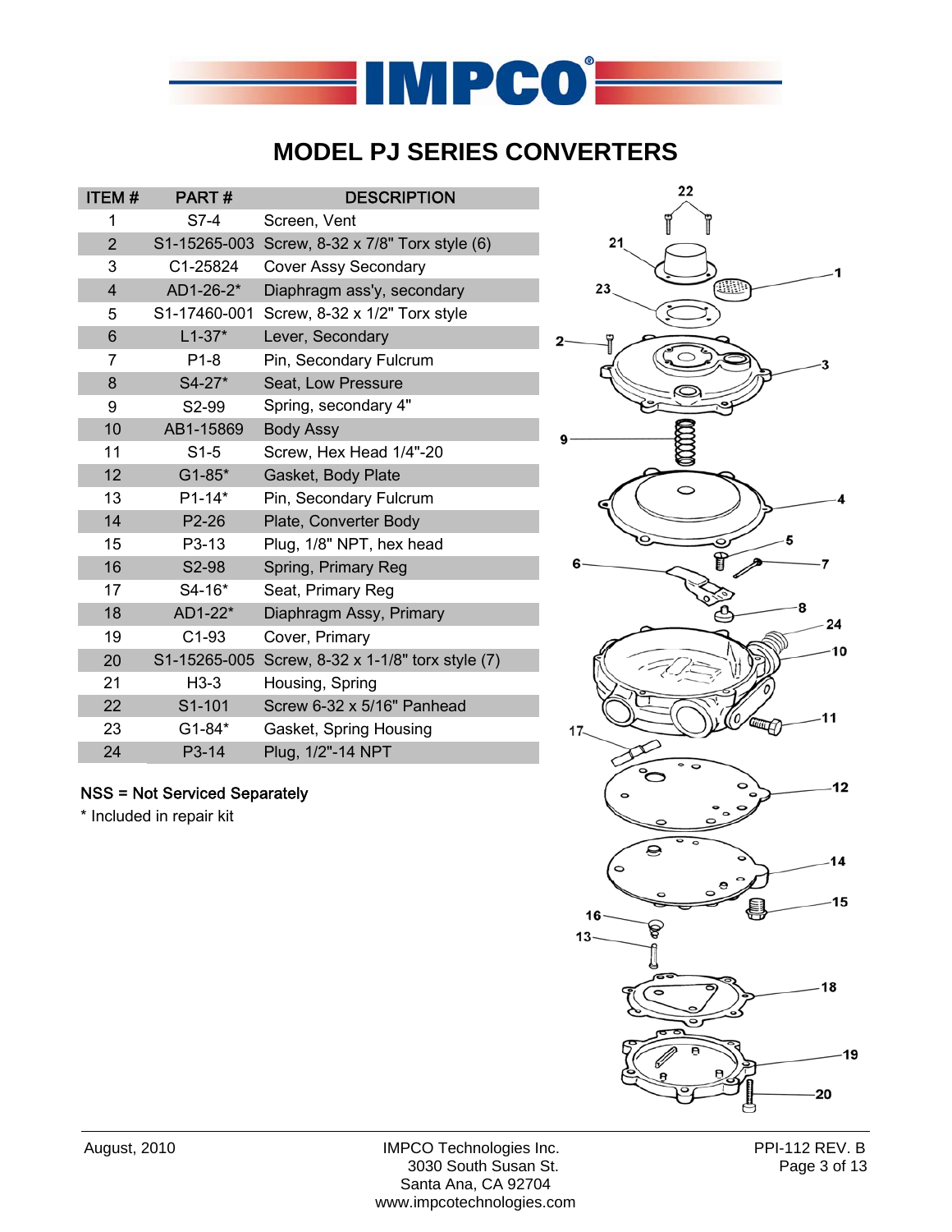# MODEL PJ SERIES CONVERTERS

| ITEM # | PART # | DESCRIPTION |
|---|---|---|
| 1 | S7-4 | Screen, Vent |
| 2 | S1-15265-003 | Screw, 8-32 x 7/8" Torx style (6) |
| 3 | C1-25824 | Cover Assy Secondary |
| 4 | AD1-26-2* | Diaphragm ass'y, secondary |
| 5 | S1-17460-001 | Screw, 8-32 x 1/2" Torx style |
| 6 | L1-37* | Lever, Secondary |
| 7 | P1-8 | Pin, Secondary Fulcrum |
| 8 | S4-27* | Seat, Low Pressure |
| 9 | S2-99 | Spring, secondary 4" |
| 10 | AB1-15869 | Body Assy |
| 11 | S1-5 | Screw, Hex Head 1/4"-20 |
| 12 | G1-85* | Gasket, Body Plate |
| 13 | P1-14* | Pin, Secondary Fulcrum |
| 14 | P2-26 | Plate, Converter Body |
| 15 | P3-13 | Plug, 1/8" NPT, hex head |
| 16 | S2-98 | Spring, Primary Reg |
| 17 | S4-16* | Seat, Primary Reg |
| 18 | AD1-22* | Diaphragm Assy, Primary |
| 19 | C1-93 | Cover, Primary |
| 20 | S1-15265-005 | Screw, 8-32 x 1-1/8" torx style (7) |
| 21 | H3-3 | Housing, Spring |
| 22 | S1-101 | Screw 6-32 x 5/16" Panhead |
| 23 | G1-84* | Gasket, Spring Housing |
| 24 | P3-14 | Plug, 1/2"-14 NPT |

NSS = Not Serviced Separately

* Included in repair kit

August, 2010

IMPCO Technologies Inc.
3030 South Susan St.
Santa Ana, CA 92704
www.impcotechnologies.com

PPI-112 REV. B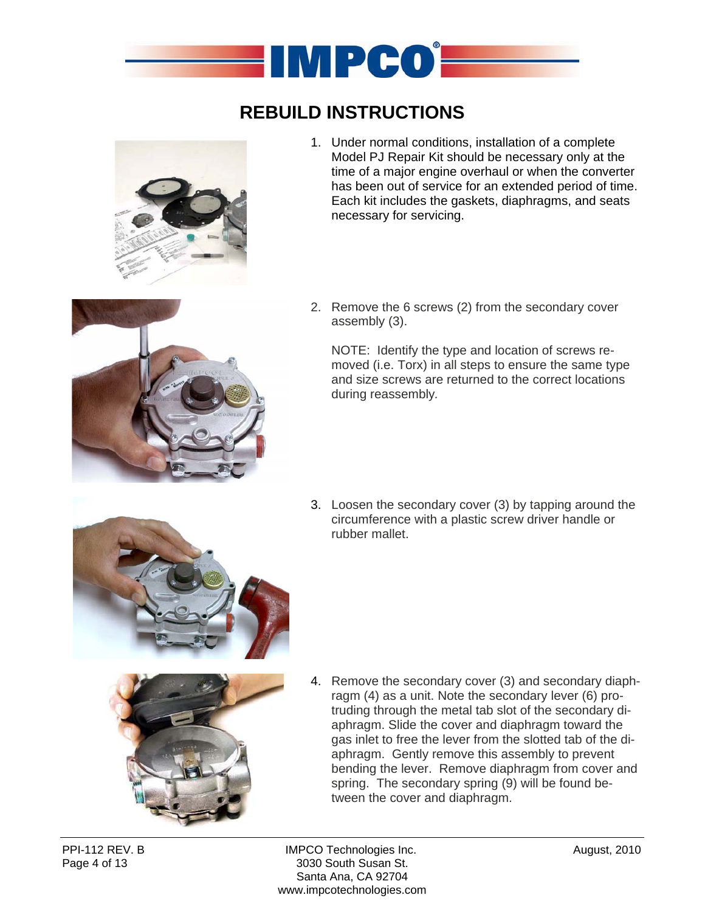# REBUILD INSTRUCTIONS

1. Under normal conditions, installation of a complete Model PJ Repair Kit should be necessary only at the time of a major engine overhaul or when the converter has been out of service for an extended period of time. Each kit includes the gaskets, diaphragms, and seats necessary for servicing.

2. Remove the 6 screws (2) from the secondary cover assembly (3).

   NOTE: Identify the type and location of screws removed (i.e. Torx) in all steps to ensure the same type and size screws are returned to the correct locations during reassembly.

3. Loosen the secondary cover (3) by tapping around the circumference with a plastic screw driver handle or rubber mallet.

4. Remove the secondary cover (3) and secondary diaphragm (4) as a unit. Note the secondary lever (6) protruding through the metal tab slot of the secondary diaphragm. Slide the cover and diaphragm toward the gas inlet to free the lever from the slotted tab of the diaphragm. Gently remove this assembly to prevent bending the lever. Remove diaphragm from cover and spring. The secondary spring (9) will be found between the cover and diaphragm.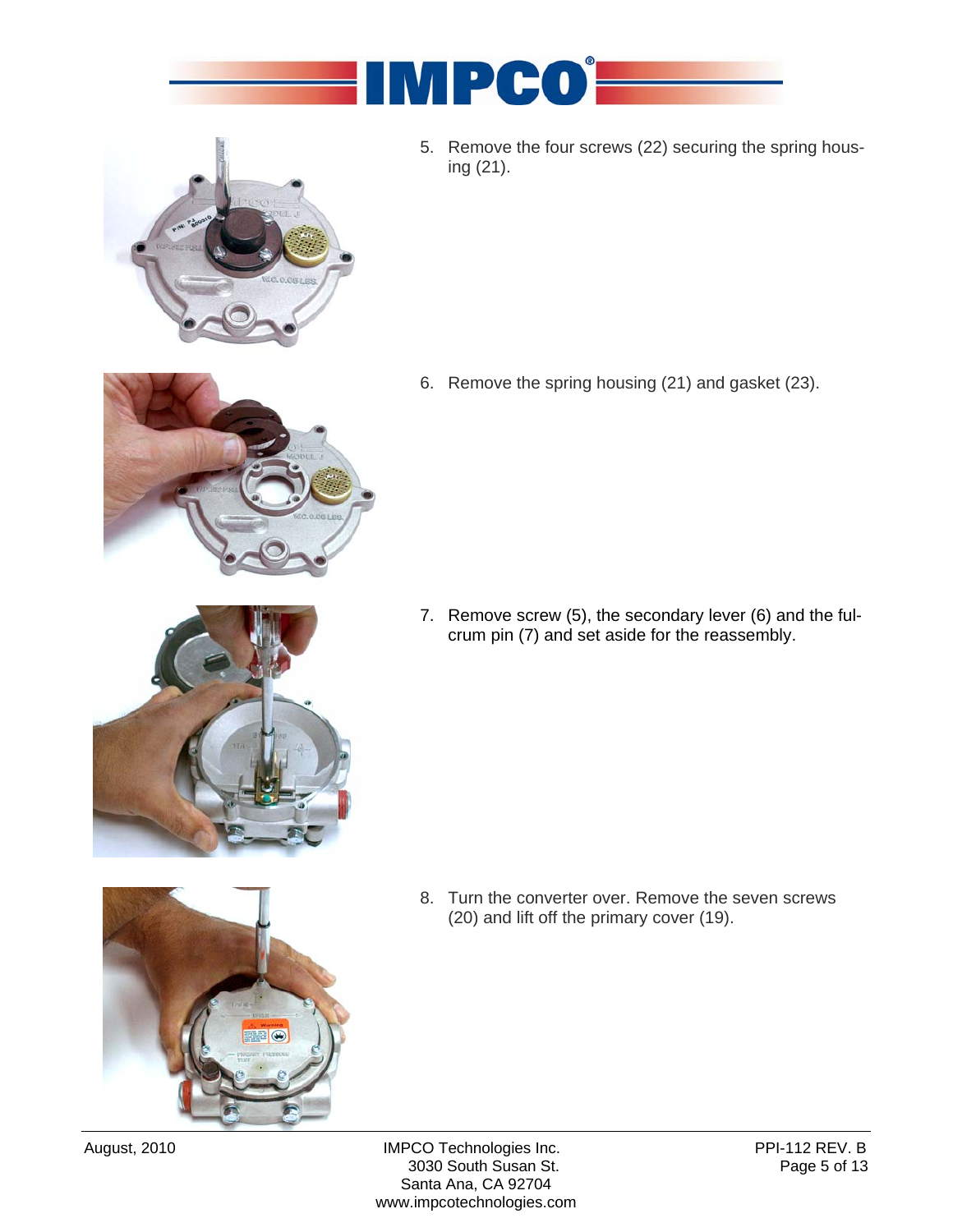5. Remove the four screws (22) securing the spring housing (21).

6. Remove the spring housing (21) and gasket (23).

7. Remove screw (5), the secondary lever (6) and the fulcrum pin (7) and set aside for the reassembly.

8. Turn the converter over. Remove the seven screws (20) and lift off the primary cover (19).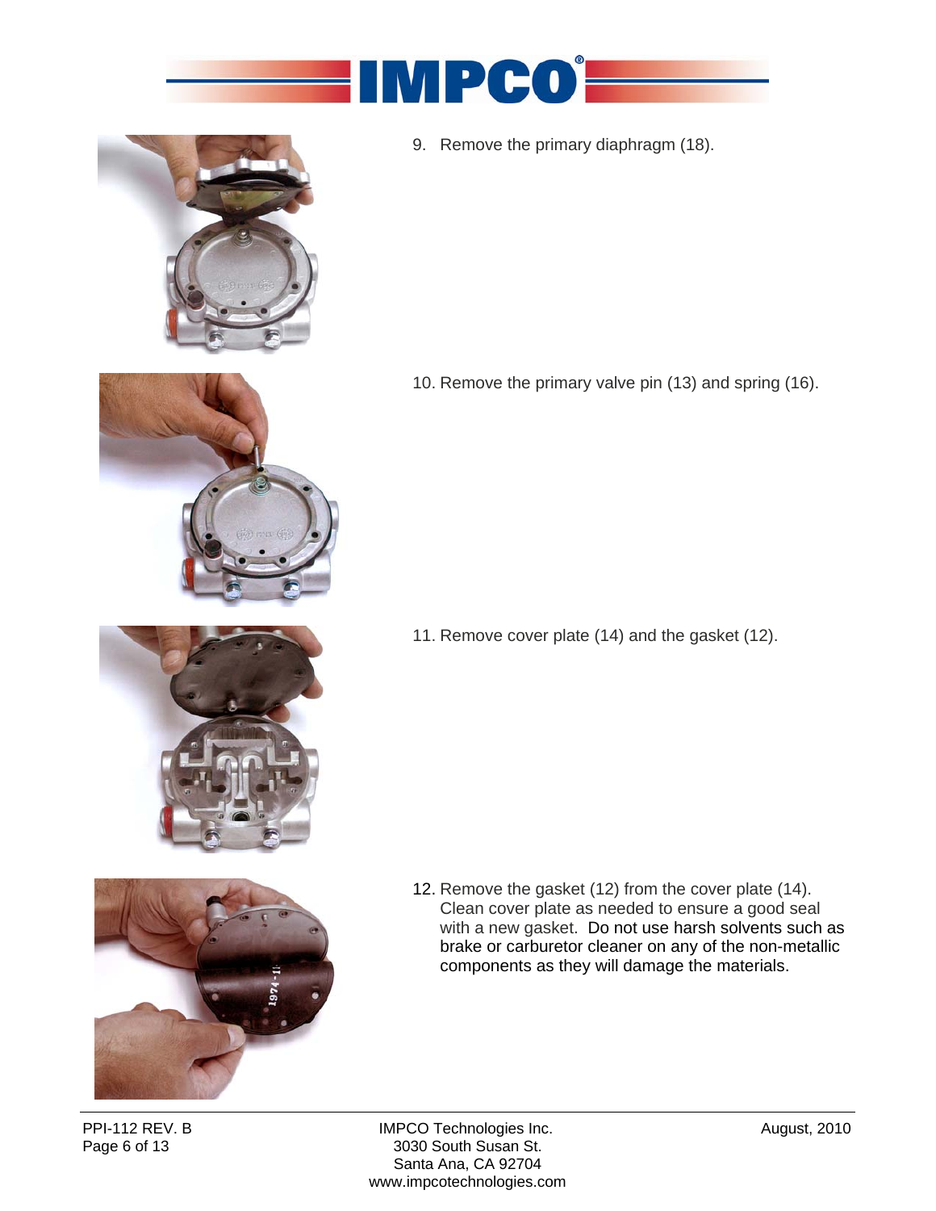9. Remove the primary diaphragm (18).

10. Remove the primary valve pin (13) and spring (16).

11. Remove cover plate (14) and the gasket (12).

12. Remove the gasket (12) from the cover plate (14). Clean cover plate as needed to ensure a good seal with a new gasket. Do not use harsh solvents such as brake or carburetor cleaner on any of the non-metallic components as they will damage the materials.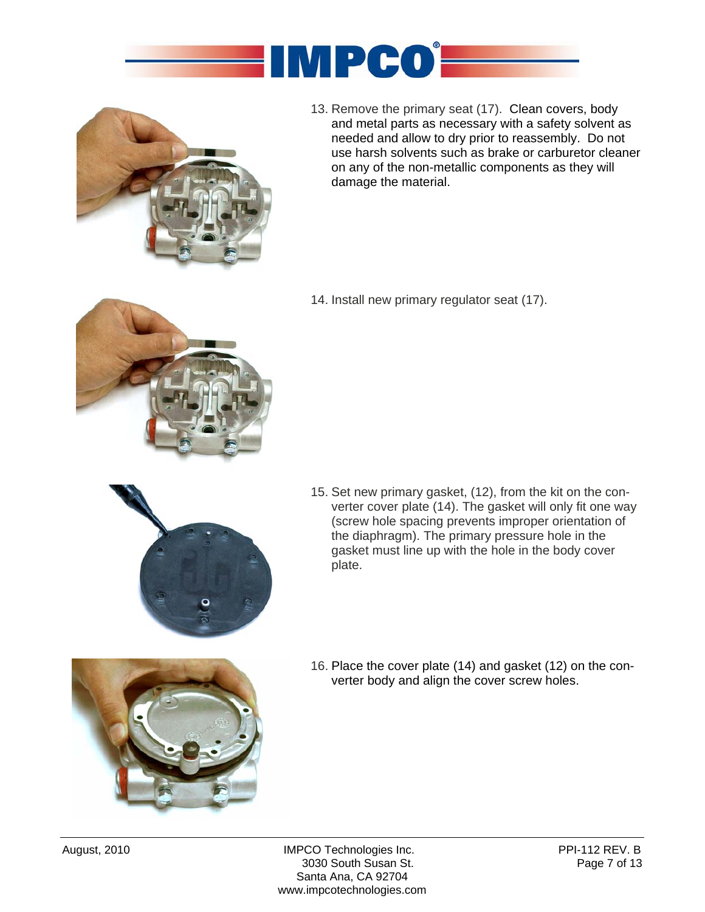13. Remove the primary seat (17). Clean covers, body and metal parts as necessary with a safety solvent as needed and allow to dry prior to reassembly. Do not use harsh solvents such as brake or carburetor cleaner on any of the non-metallic components as they will damage the material.

14. Install new primary regulator seat (17).

15. Set new primary gasket, (12), from the kit on the converter cover plate (14). The gasket will only fit one way (screw hole spacing prevents improper orientation of the diaphragm). The primary pressure hole in the gasket must line up with the hole in the body cover plate.

16. Place the cover plate (14) and gasket (12) on the converter body and align the cover screw holes.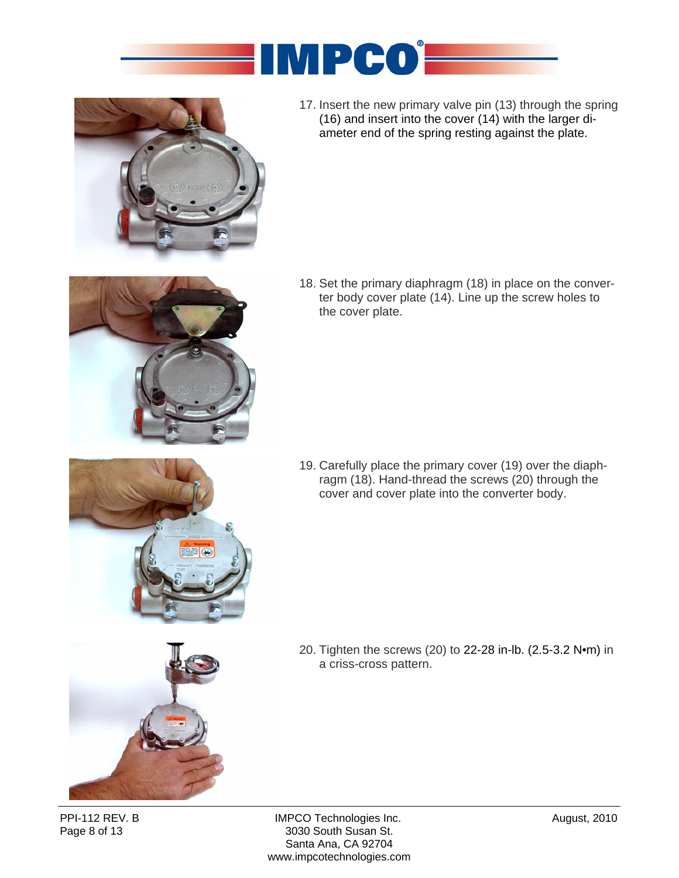17. Insert the new primary valve pin (13) through the spring (16) and insert into the cover (14) with the larger diameter end of the spring resting against the plate.

18. Set the primary diaphragm (18) in place on the converter body cover plate (14). Line up the screw holes to the cover plate.

19. Carefully place the primary cover (19) over the diaphragm (18). Hand-thread the screws (20) through the cover and cover plate into the converter body.

20. Tighten the screws (20) to 22-28 in-lb. (2.5-3.2 N•m) in a criss-cross pattern.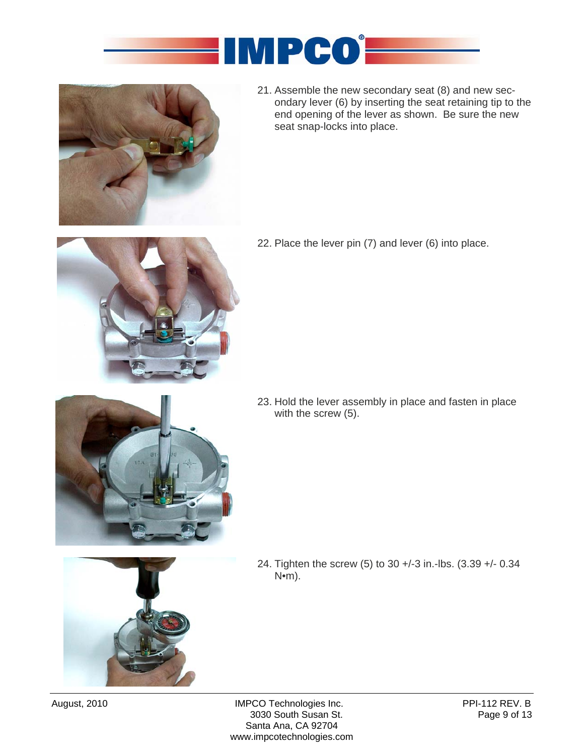21. Assemble the new secondary seat (8) and new secondary lever (6) by inserting the seat retaining tip to the end opening of the lever as shown. Be sure the new seat snap-locks into place.

22. Place the lever pin (7) and lever (6) into place.

23. Hold the lever assembly in place and fasten in place with the screw (5).

24. Tighten the screw (5) to 30 +/-3 in.-lbs. (3.39 +/- 0.34 N•m).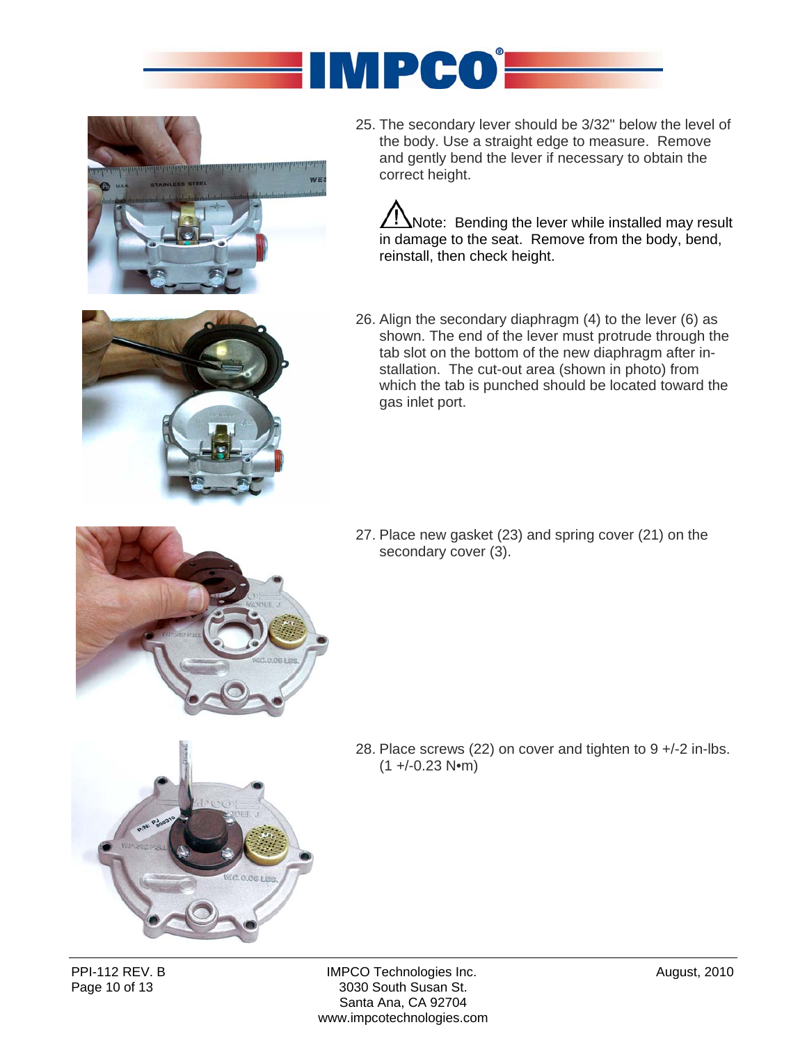25. The secondary lever should be 3/32" below the level of the body. Use a straight edge to measure. Remove and gently bend the lever if necessary to obtain the correct height.

   ⚠ Note: Bending the lever while installed may result in damage to the seat. Remove from the body, bend, reinstall, then check height.

26. Align the secondary diaphragm (4) to the lever (6) as shown. The end of the lever must protrude through the tab slot on the bottom of the new diaphragm after installation. The cut-out area (shown in photo) from which the tab is punched should be located toward the gas inlet port.

27. Place new gasket (23) and spring cover (21) on the secondary cover (3).

28. Place screws (22) on cover and tighten to 9 +/-2 in-lbs. (1 +/-0.23 N•m)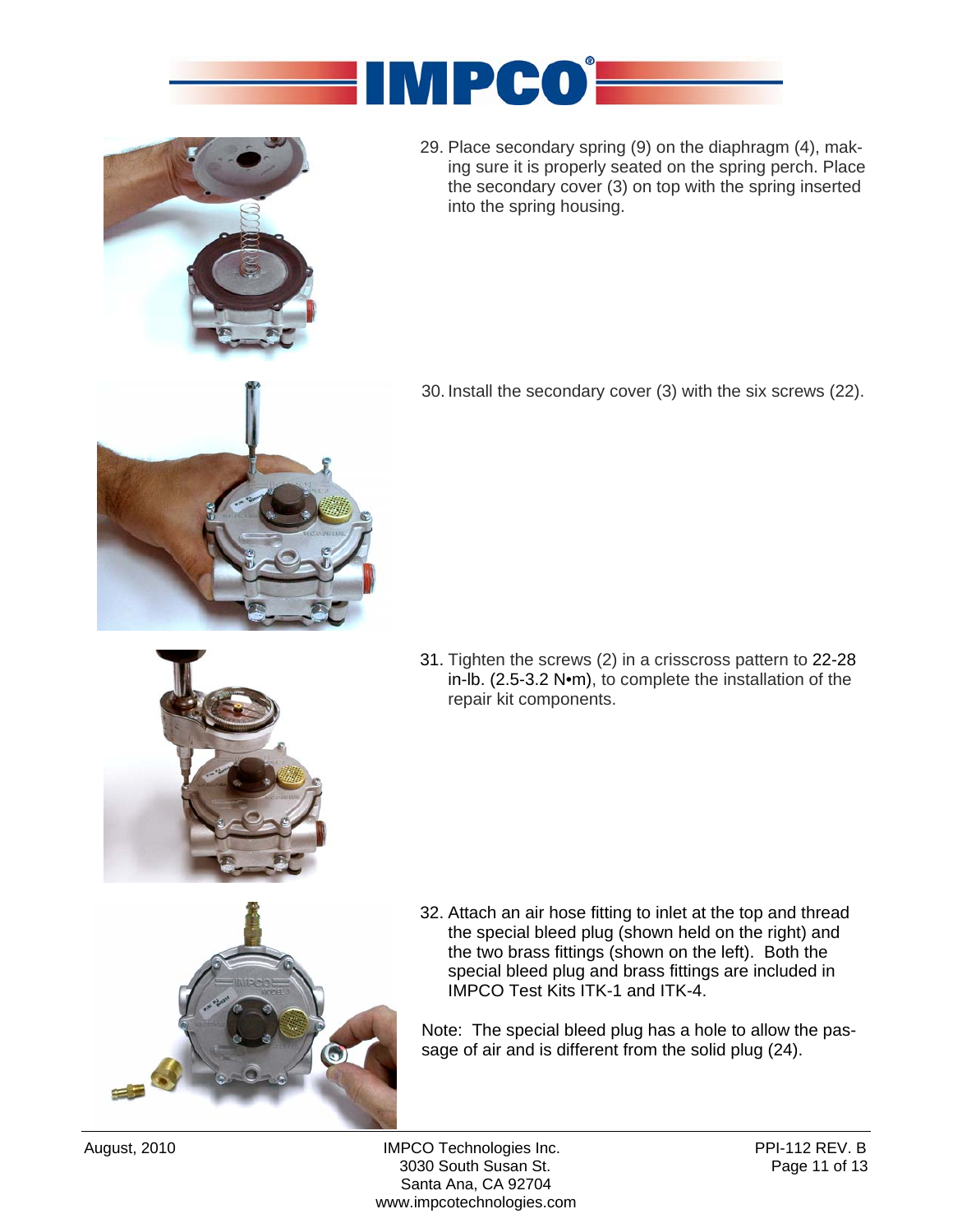29. Place secondary spring (9) on the diaphragm (4), making sure it is properly seated on the spring perch. Place the secondary cover (3) on top with the spring inserted into the spring housing.

30. Install the secondary cover (3) with the six screws (22).

31. Tighten the screws (2) in a crisscross pattern to 22-28 in-lb. (2.5-3.2 N•m), to complete the installation of the repair kit components.

32. Attach an air hose fitting to inlet at the top and thread the special bleed plug (shown held on the right) and the two brass fittings (shown on the left). Both the special bleed plug and brass fittings are included in IMPCO Test Kits ITK-1 and ITK-4.

Note: The special bleed plug has a hole to allow the passage of air and is different from the solid plug (24).

August, 2010

IMPCO Technologies Inc.
3030 South Susan St.
Santa Ana, CA 92704
www.impcotechnologies.com

PPI-112 REV. B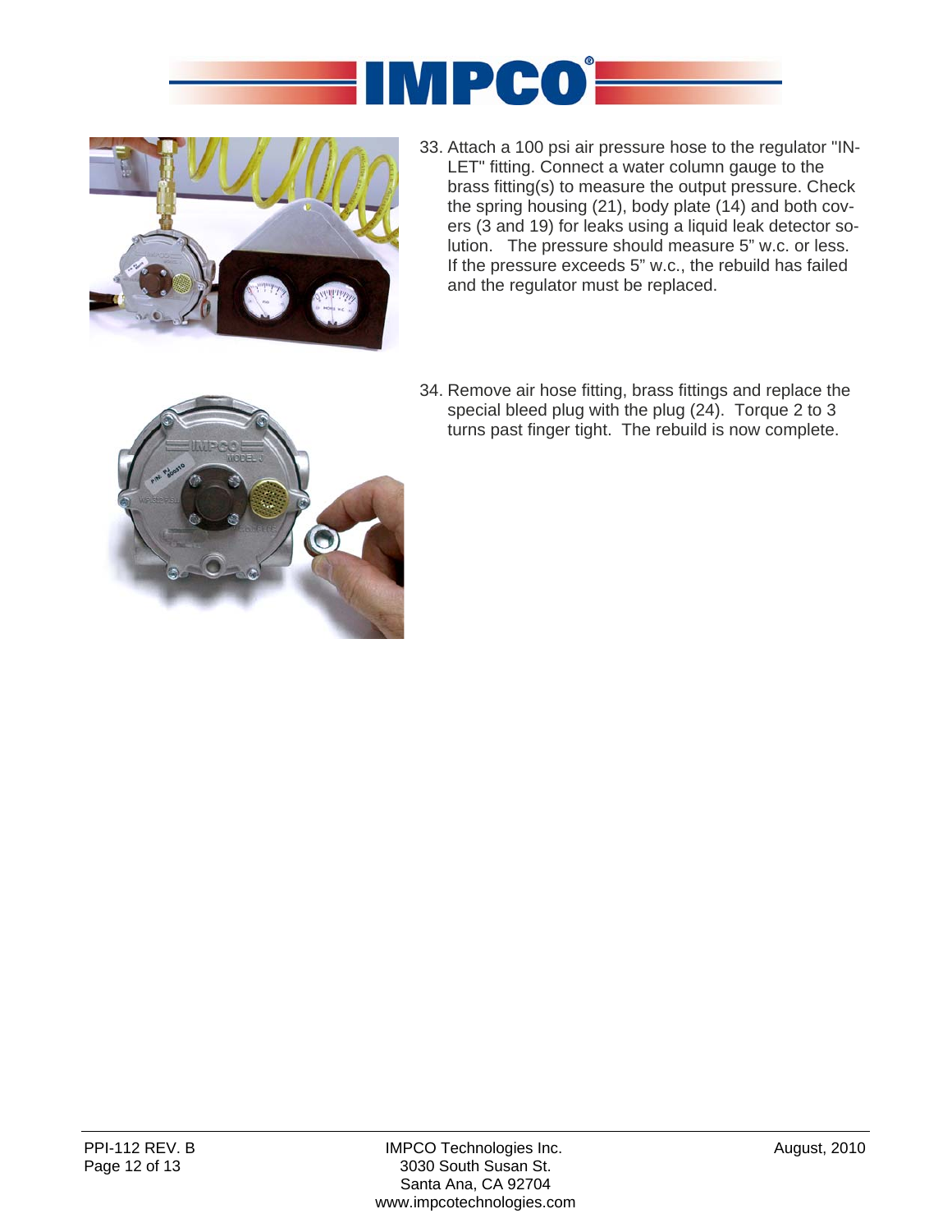33. Attach a 100 psi air pressure hose to the regulator "INLET" fitting. Connect a water column gauge to the brass fitting(s) to measure the output pressure. Check the spring housing (21), body plate (14) and both covers (3 and 19) for leaks using a liquid leak detector solution. The pressure should measure 5" w.c. or less. If the pressure exceeds 5" w.c., the rebuild has failed and the regulator must be replaced.

34. Remove air hose fitting, brass fittings and replace the special bleed plug with the plug (24). Torque 2 to 3 turns past finger tight. The rebuild is now complete.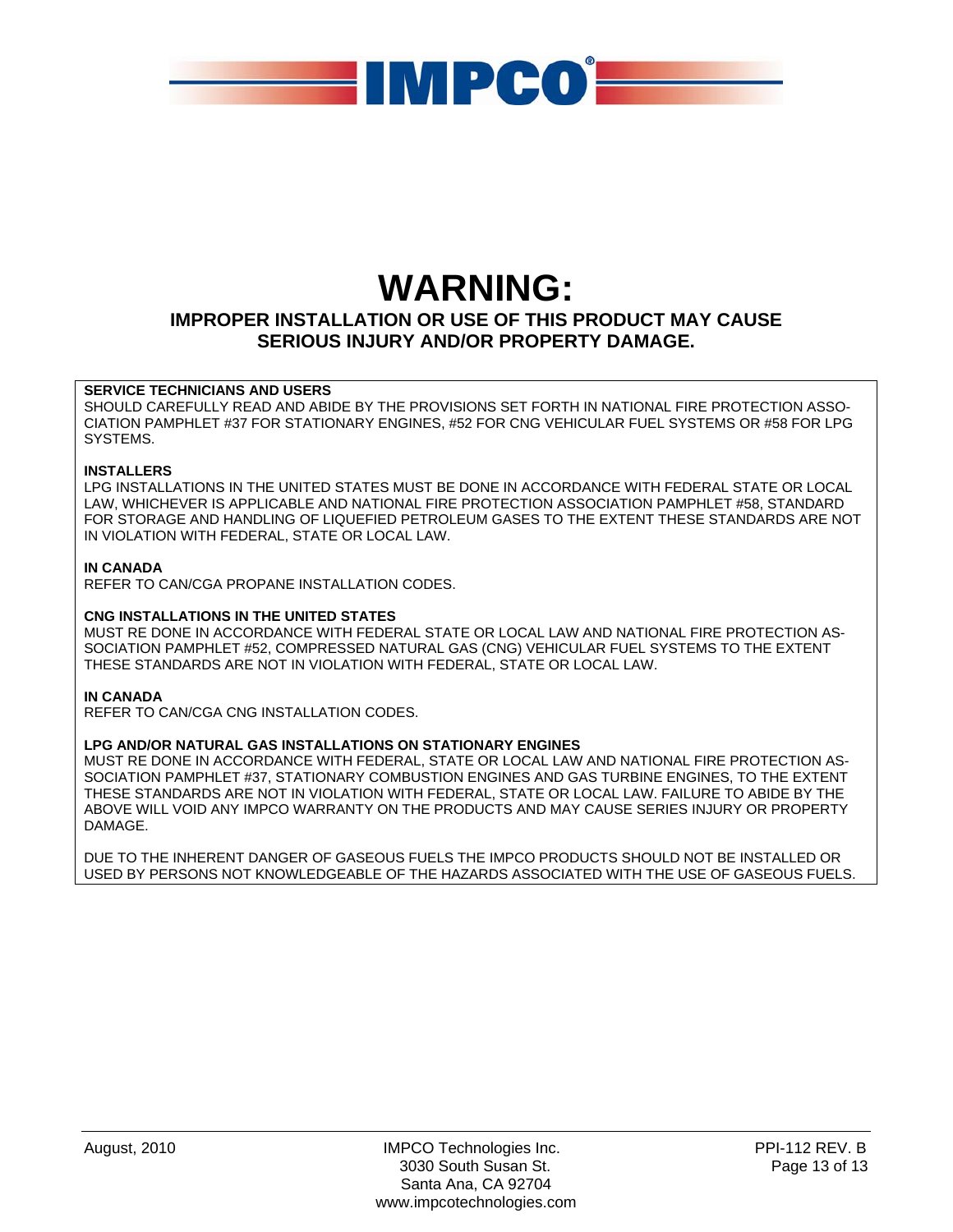IMPCO®

# WARNING:

## IMPROPER INSTALLATION OR USE OF THIS PRODUCT MAY CAUSE SERIOUS INJURY AND/OR PROPERTY DAMAGE.

**SERVICE TECHNICIANS AND USERS**
SHOULD CAREFULLY READ AND ABIDE BY THE PROVISIONS SET FORTH IN NATIONAL FIRE PROTECTION ASSOCIATION PAMPHLET #37 FOR STATIONARY ENGINES, #52 FOR CNG VEHICULAR FUEL SYSTEMS OR #58 FOR LPG SYSTEMS.

**INSTALLERS**
LPG INSTALLATIONS IN THE UNITED STATES MUST BE DONE IN ACCORDANCE WITH FEDERAL STATE OR LOCAL LAW, WHICHEVER IS APPLICABLE AND NATIONAL FIRE PROTECTION ASSOCIATION PAMPHLET #58, STANDARD FOR STORAGE AND HANDLING OF LIQUEFIED PETROLEUM GASES TO THE EXTENT THESE STANDARDS ARE NOT IN VIOLATION WITH FEDERAL, STATE OR LOCAL LAW.

**IN CANADA**
REFER TO CAN/CGA PROPANE INSTALLATION CODES.

**CNG INSTALLATIONS IN THE UNITED STATES**
MUST RE DONE IN ACCORDANCE WITH FEDERAL STATE OR LOCAL LAW AND NATIONAL FIRE PROTECTION ASSOCIATION PAMPHLET #52, COMPRESSED NATURAL GAS (CNG) VEHICULAR FUEL SYSTEMS TO THE EXTENT THESE STANDARDS ARE NOT IN VIOLATION WITH FEDERAL, STATE OR LOCAL LAW.

**IN CANADA**
REFER TO CAN/CGA CNG INSTALLATION CODES.

**LPG AND/OR NATURAL GAS INSTALLATIONS ON STATIONARY ENGINES**
MUST RE DONE IN ACCORDANCE WITH FEDERAL, STATE OR LOCAL LAW AND NATIONAL FIRE PROTECTION ASSOCIATION PAMPHLET #37, STATIONARY COMBUSTION ENGINES AND GAS TURBINE ENGINES, TO THE EXTENT THESE STANDARDS ARE NOT IN VIOLATION WITH FEDERAL, STATE OR LOCAL LAW. FAILURE TO ABIDE BY THE ABOVE WILL VOID ANY IMPCO WARRANTY ON THE PRODUCTS AND MAY CAUSE SERIES INJURY OR PROPERTY DAMAGE.

DUE TO THE INHERENT DANGER OF GASEOUS FUELS THE IMPCO PRODUCTS SHOULD NOT BE INSTALLED OR USED BY PERSONS NOT KNOWLEDGEABLE OF THE HAZARDS ASSOCIATED WITH THE USE OF GASEOUS FUELS.

August, 2010

IMPCO Technologies Inc.
3030 South Susan St.
Santa Ana, CA 92704
www.impcotechnologies.com

PPI-112 REV. B